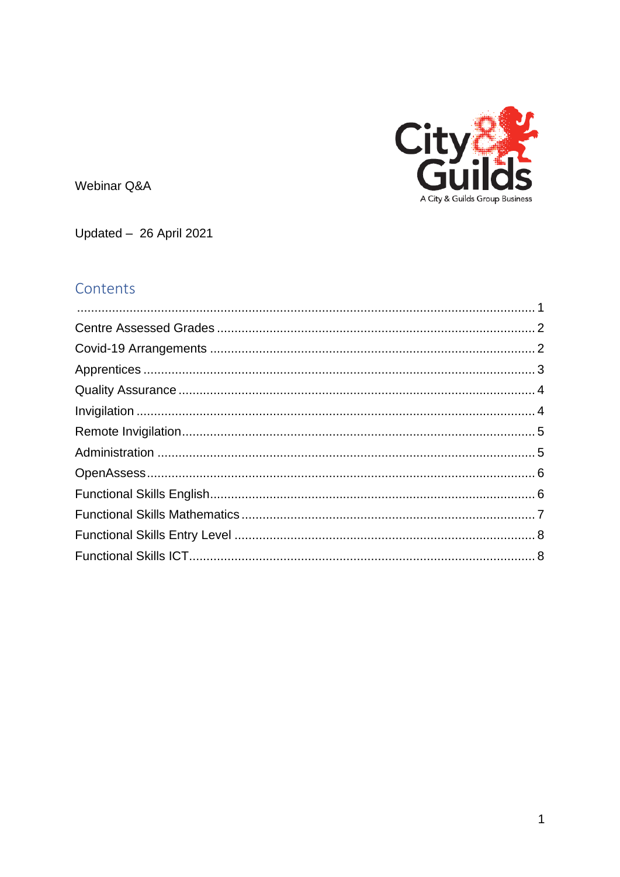Webinar Q&A

Updated – 26 April 2021

## Contents

.......................................................................................................................................... 1
Centre Assessed Grades ........................................................................................ 2
Covid-19 Arrangements ......................................................................................... 2
Apprentices ........................................................................................................... 3
Quality Assurance .................................................................................................. 4
Invigilation .............................................................................................................. 4
Remote Invigilation................................................................................................. 5
Administration ........................................................................................................ 5
OpenAssess............................................................................................................ 6
Functional Skills English.......................................................................................... 6
Functional Skills Mathematics ................................................................................ 7
Functional Skills Entry Level ................................................................................... 8
Functional Skills ICT................................................................................................ 8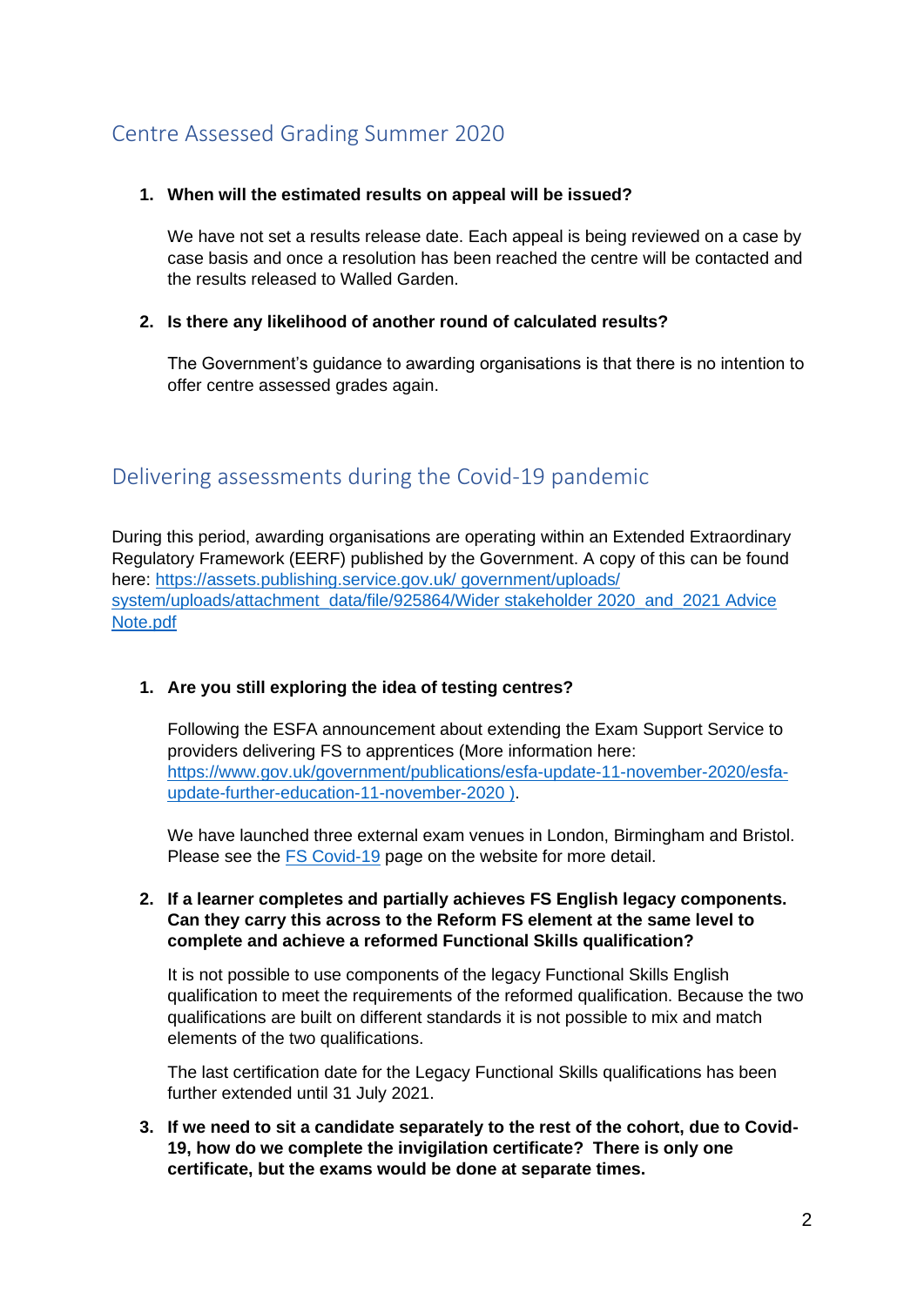## Centre Assessed Grading Summer 2020

1. **When will the estimated results on appeal will be issued?**

   We have not set a results release date. Each appeal is being reviewed on a case by case basis and once a resolution has been reached the centre will be contacted and the results released to Walled Garden.

2. **Is there any likelihood of another round of calculated results?**

   The Government's guidance to awarding organisations is that there is no intention to offer centre assessed grades again.

## Delivering assessments during the Covid-19 pandemic

During this period, awarding organisations are operating within an Extended Extraordinary Regulatory Framework (EERF) published by the Government. A copy of this can be found here: [https://assets.publishing.service.gov.uk/ government/uploads/ system/uploads/attachment_data/file/925864/Wider stakeholder 2020_and_2021 Advice Note.pdf](https://assets.publishing.service.gov.uk/government/uploads/system/uploads/attachment_data/file/925864/Wider_stakeholder_2020_and_2021_Advice_Note.pdf)

1. **Are you still exploring the idea of testing centres?**

   Following the ESFA announcement about extending the Exam Support Service to providers delivering FS to apprentices (More information here: [https://www.gov.uk/government/publications/esfa-update-11-november-2020/esfa-update-further-education-11-november-2020 )](https://www.gov.uk/government/publications/esfa-update-11-november-2020/esfa-update-further-education-11-november-2020).

   We have launched three external exam venues in London, Birmingham and Bristol. Please see the FS Covid-19 page on the website for more detail.

2. **If a learner completes and partially achieves FS English legacy components. Can they carry this across to the Reform FS element at the same level to complete and achieve a reformed Functional Skills qualification?**

   It is not possible to use components of the legacy Functional Skills English qualification to meet the requirements of the reformed qualification. Because the two qualifications are built on different standards it is not possible to mix and match elements of the two qualifications.

   The last certification date for the Legacy Functional Skills qualifications has been further extended until 31 July 2021.

3. **If we need to sit a candidate separately to the rest of the cohort, due to Covid-19, how do we complete the invigilation certificate? There is only one certificate, but the exams would be done at separate times.**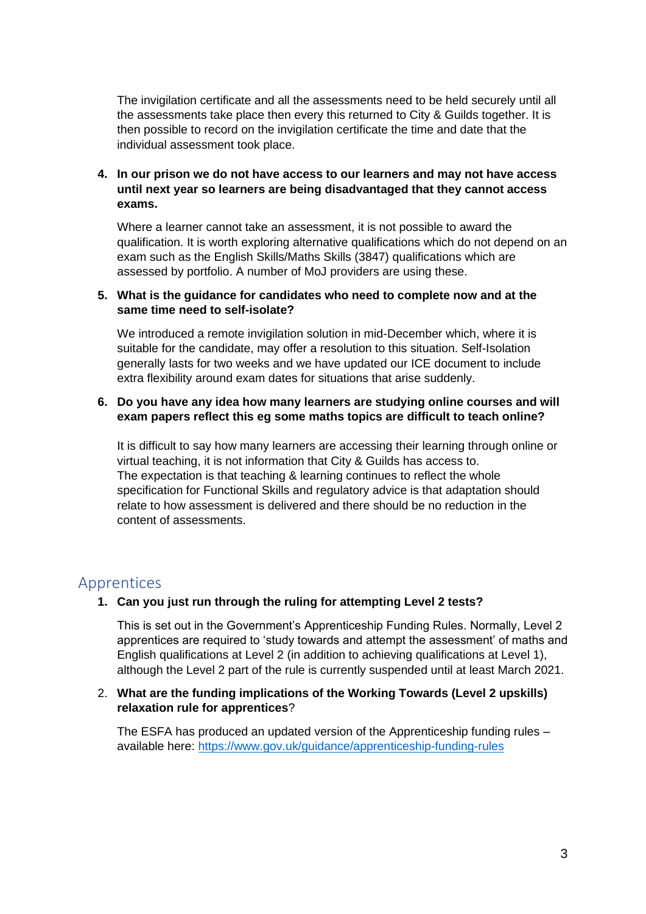The invigilation certificate and all the assessments need to be held securely until all the assessments take place then every this returned to City & Guilds together. It is then possible to record on the invigilation certificate the time and date that the individual assessment took place.

4. **In our prison we do not have access to our learners and may not have access until next year so learners are being disadvantaged that they cannot access exams.**

   Where a learner cannot take an assessment, it is not possible to award the qualification. It is worth exploring alternative qualifications which do not depend on an exam such as the English Skills/Maths Skills (3847) qualifications which are assessed by portfolio. A number of MoJ providers are using these.

5. **What is the guidance for candidates who need to complete now and at the same time need to self-isolate?**

   We introduced a remote invigilation solution in mid-December which, where it is suitable for the candidate, may offer a resolution to this situation. Self-Isolation generally lasts for two weeks and we have updated our ICE document to include extra flexibility around exam dates for situations that arise suddenly.

6. **Do you have any idea how many learners are studying online courses and will exam papers reflect this eg some maths topics are difficult to teach online?**

   It is difficult to say how many learners are accessing their learning through online or virtual teaching, it is not information that City & Guilds has access to.
   The expectation is that teaching & learning continues to reflect the whole specification for Functional Skills and regulatory advice is that adaptation should relate to how assessment is delivered and there should be no reduction in the content of assessments.

## Apprentices

1. **Can you just run through the ruling for attempting Level 2 tests?**

   This is set out in the Government's Apprenticeship Funding Rules. Normally, Level 2 apprentices are required to 'study towards and attempt the assessment' of maths and English qualifications at Level 2 (in addition to achieving qualifications at Level 1), although the Level 2 part of the rule is currently suspended until at least March 2021.

2. **What are the funding implications of the Working Towards (Level 2 upskills) relaxation rule for apprentices**?

   The ESFA has produced an updated version of the Apprenticeship funding rules – available here: https://www.gov.uk/guidance/apprenticeship-funding-rules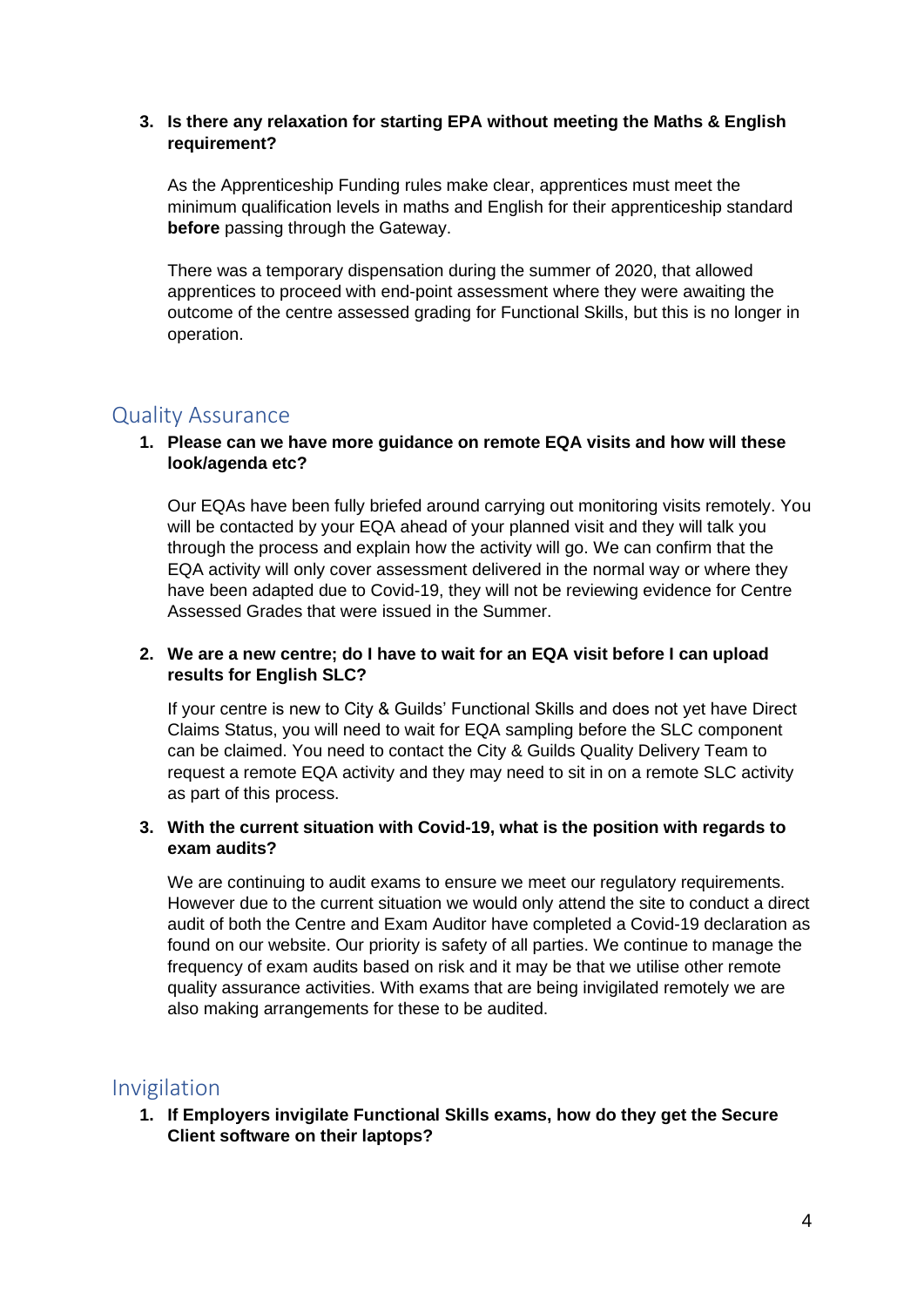3. **Is there any relaxation for starting EPA without meeting the Maths & English requirement?**

   As the Apprenticeship Funding rules make clear, apprentices must meet the minimum qualification levels in maths and English for their apprenticeship standard **before** passing through the Gateway.

   There was a temporary dispensation during the summer of 2020, that allowed apprentices to proceed with end-point assessment where they were awaiting the outcome of the centre assessed grading for Functional Skills, but this is no longer in operation.

## Quality Assurance

1. **Please can we have more guidance on remote EQA visits and how will these look/agenda etc?**

   Our EQAs have been fully briefed around carrying out monitoring visits remotely. You will be contacted by your EQA ahead of your planned visit and they will talk you through the process and explain how the activity will go. We can confirm that the EQA activity will only cover assessment delivered in the normal way or where they have been adapted due to Covid-19, they will not be reviewing evidence for Centre Assessed Grades that were issued in the Summer.

2. **We are a new centre; do I have to wait for an EQA visit before I can upload results for English SLC?**

   If your centre is new to City & Guilds' Functional Skills and does not yet have Direct Claims Status, you will need to wait for EQA sampling before the SLC component can be claimed. You need to contact the City & Guilds Quality Delivery Team to request a remote EQA activity and they may need to sit in on a remote SLC activity as part of this process.

3. **With the current situation with Covid-19, what is the position with regards to exam audits?**

   We are continuing to audit exams to ensure we meet our regulatory requirements. However due to the current situation we would only attend the site to conduct a direct audit of both the Centre and Exam Auditor have completed a Covid-19 declaration as found on our website. Our priority is safety of all parties. We continue to manage the frequency of exam audits based on risk and it may be that we utilise other remote quality assurance activities. With exams that are being invigilated remotely we are also making arrangements for these to be audited.

## Invigilation

1. **If Employers invigilate Functional Skills exams, how do they get the Secure Client software on their laptops?**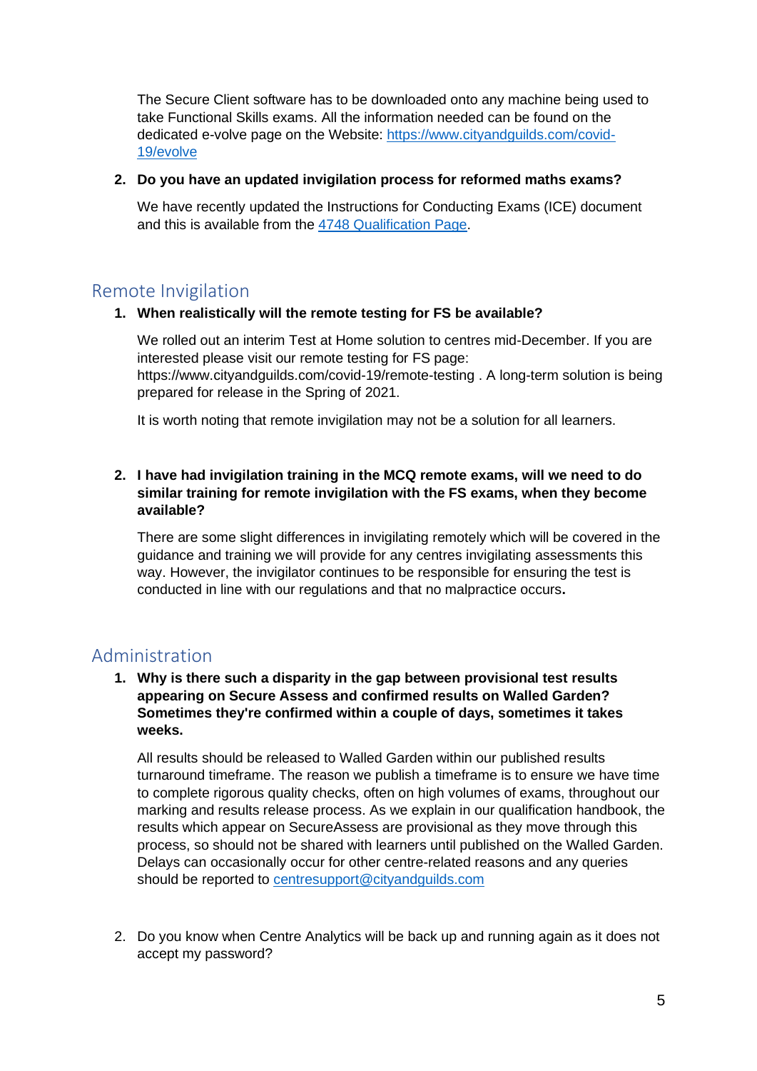The Secure Client software has to be downloaded onto any machine being used to take Functional Skills exams. All the information needed can be found on the dedicated e-volve page on the Website: [https://www.cityandguilds.com/covid-19/evolve](https://www.cityandguilds.com/covid-19/evolve)

2. **Do you have an updated invigilation process for reformed maths exams?**

   We have recently updated the Instructions for Conducting Exams (ICE) document and this is available from the [4748 Qualification Page](#).

## Remote Invigilation

1. **When realistically will the remote testing for FS be available?**

   We rolled out an interim Test at Home solution to centres mid-December. If you are interested please visit our remote testing for FS page: https://www.cityandguilds.com/covid-19/remote-testing . A long-term solution is being prepared for release in the Spring of 2021.

   It is worth noting that remote invigilation may not be a solution for all learners.

2. **I have had invigilation training in the MCQ remote exams, will we need to do similar training for remote invigilation with the FS exams, when they become available?**

   There are some slight differences in invigilating remotely which will be covered in the guidance and training we will provide for any centres invigilating assessments this way. However, the invigilator continues to be responsible for ensuring the test is conducted in line with our regulations and that no malpractice occurs**.**

## Administration

1. **Why is there such a disparity in the gap between provisional test results appearing on Secure Assess and confirmed results on Walled Garden? Sometimes they're confirmed within a couple of days, sometimes it takes weeks.**

   All results should be released to Walled Garden within our published results turnaround timeframe. The reason we publish a timeframe is to ensure we have time to complete rigorous quality checks, often on high volumes of exams, throughout our marking and results release process. As we explain in our qualification handbook, the results which appear on SecureAssess are provisional as they move through this process, so should not be shared with learners until published on the Walled Garden. Delays can occasionally occur for other centre-related reasons and any queries should be reported to [centresupport@cityandguilds.com](mailto:centresupport@cityandguilds.com)

2. Do you know when Centre Analytics will be back up and running again as it does not accept my password?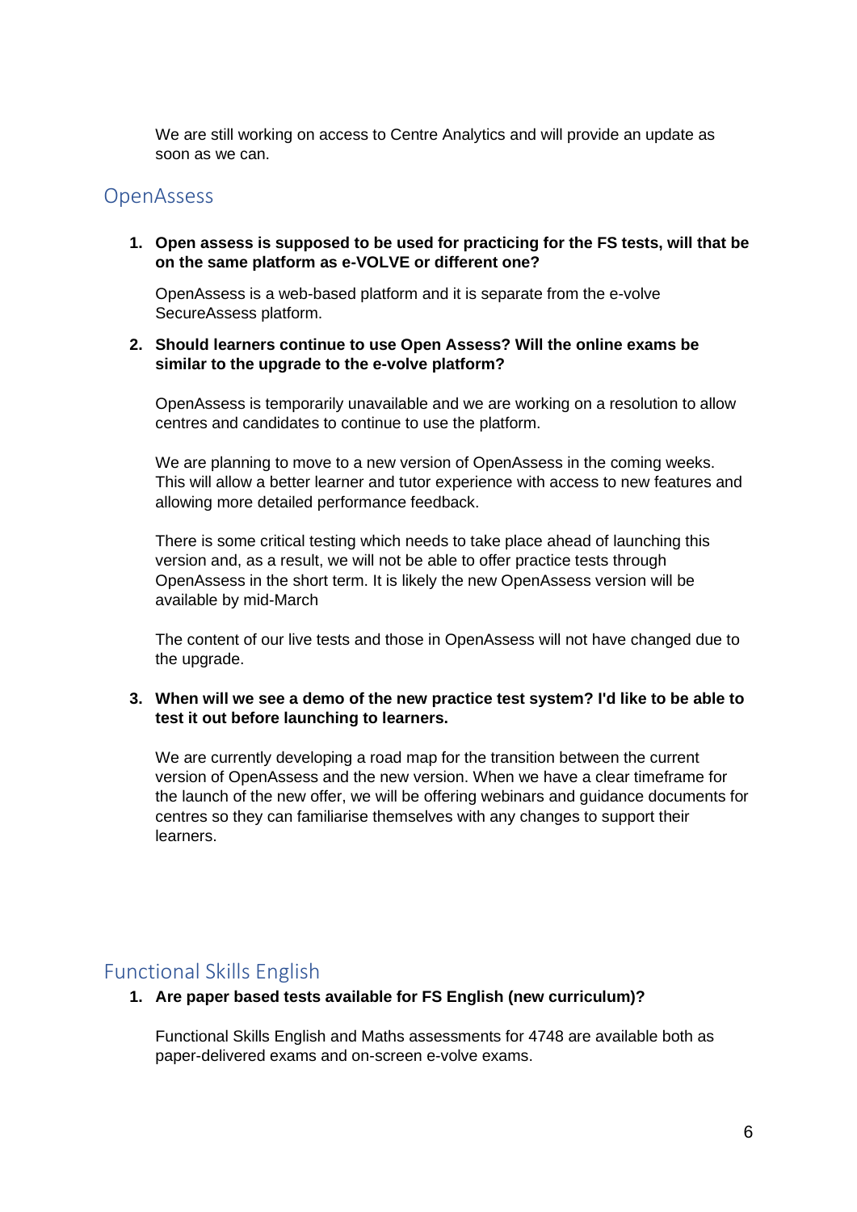We are still working on access to Centre Analytics and will provide an update as soon as we can.

## OpenAssess

1. **Open assess is supposed to be used for practicing for the FS tests, will that be on the same platform as e-VOLVE or different one?**

   OpenAssess is a web-based platform and it is separate from the e-volve SecureAssess platform.

2. **Should learners continue to use Open Assess? Will the online exams be similar to the upgrade to the e-volve platform?**

   OpenAssess is temporarily unavailable and we are working on a resolution to allow centres and candidates to continue to use the platform.

   We are planning to move to a new version of OpenAssess in the coming weeks. This will allow a better learner and tutor experience with access to new features and allowing more detailed performance feedback.

   There is some critical testing which needs to take place ahead of launching this version and, as a result, we will not be able to offer practice tests through OpenAssess in the short term. It is likely the new OpenAssess version will be available by mid-March

   The content of our live tests and those in OpenAssess will not have changed due to the upgrade.

3. **When will we see a demo of the new practice test system? I'd like to be able to test it out before launching to learners.**

   We are currently developing a road map for the transition between the current version of OpenAssess and the new version. When we have a clear timeframe for the launch of the new offer, we will be offering webinars and guidance documents for centres so they can familiarise themselves with any changes to support their learners.

## Functional Skills English

1. **Are paper based tests available for FS English (new curriculum)?**

   Functional Skills English and Maths assessments for 4748 are available both as paper-delivered exams and on-screen e-volve exams.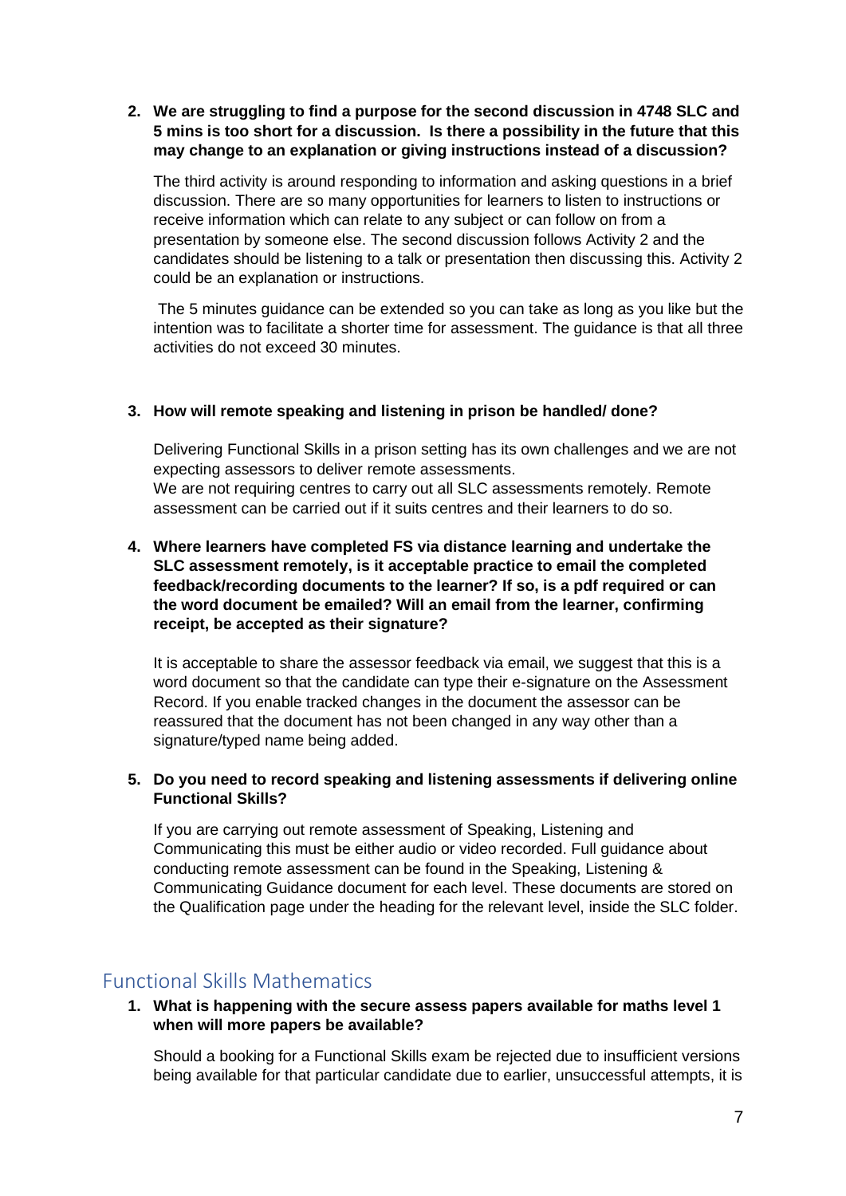2. **We are struggling to find a purpose for the second discussion in 4748 SLC and 5 mins is too short for a discussion. Is there a possibility in the future that this may change to an explanation or giving instructions instead of a discussion?**

   The third activity is around responding to information and asking questions in a brief discussion. There are so many opportunities for learners to listen to instructions or receive information which can relate to any subject or can follow on from a presentation by someone else. The second discussion follows Activity 2 and the candidates should be listening to a talk or presentation then discussing this. Activity 2 could be an explanation or instructions.

   The 5 minutes guidance can be extended so you can take as long as you like but the intention was to facilitate a shorter time for assessment. The guidance is that all three activities do not exceed 30 minutes.

3. **How will remote speaking and listening in prison be handled/ done?**

   Delivering Functional Skills in a prison setting has its own challenges and we are not expecting assessors to deliver remote assessments.
   We are not requiring centres to carry out all SLC assessments remotely. Remote assessment can be carried out if it suits centres and their learners to do so.

4. **Where learners have completed FS via distance learning and undertake the SLC assessment remotely, is it acceptable practice to email the completed feedback/recording documents to the learner? If so, is a pdf required or can the word document be emailed? Will an email from the learner, confirming receipt, be accepted as their signature?**

   It is acceptable to share the assessor feedback via email, we suggest that this is a word document so that the candidate can type their e-signature on the Assessment Record. If you enable tracked changes in the document the assessor can be reassured that the document has not been changed in any way other than a signature/typed name being added.

5. **Do you need to record speaking and listening assessments if delivering online Functional Skills?**

   If you are carrying out remote assessment of Speaking, Listening and Communicating this must be either audio or video recorded. Full guidance about conducting remote assessment can be found in the Speaking, Listening & Communicating Guidance document for each level. These documents are stored on the Qualification page under the heading for the relevant level, inside the SLC folder.

## Functional Skills Mathematics

1. **What is happening with the secure assess papers available for maths level 1 when will more papers be available?**

   Should a booking for a Functional Skills exam be rejected due to insufficient versions being available for that particular candidate due to earlier, unsuccessful attempts, it is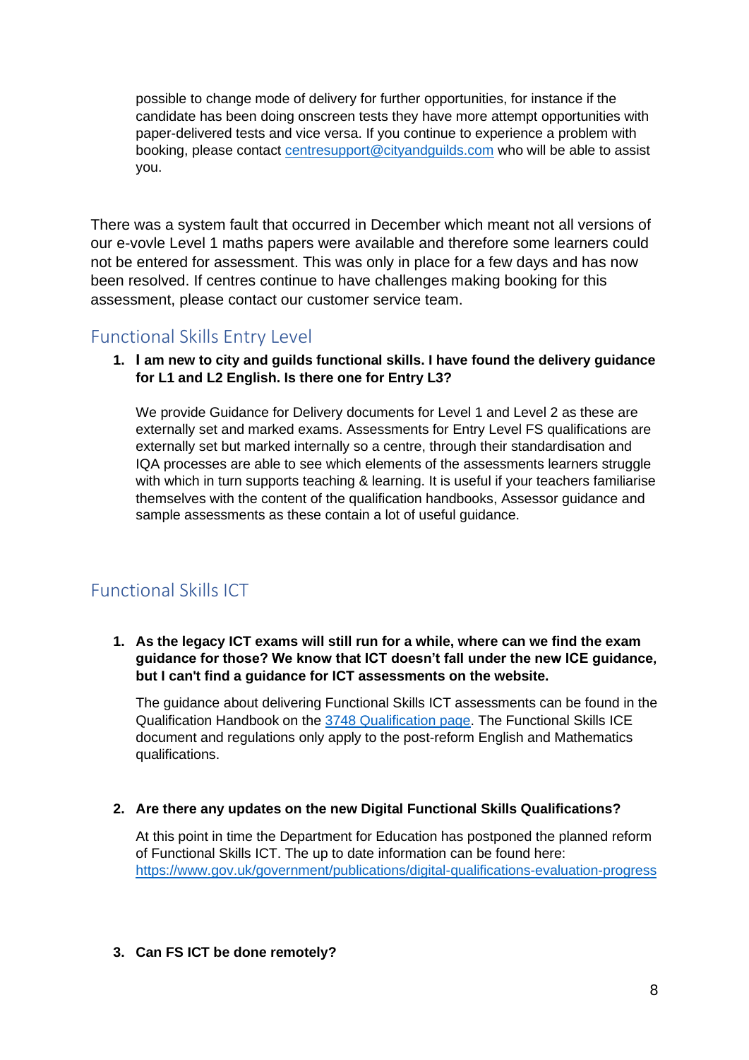possible to change mode of delivery for further opportunities, for instance if the candidate has been doing onscreen tests they have more attempt opportunities with paper-delivered tests and vice versa. If you continue to experience a problem with booking, please contact [centresupport@cityandguilds.com](mailto:centresupport@cityandguilds.com) who will be able to assist you.

There was a system fault that occurred in December which meant not all versions of our e-vovle Level 1 maths papers were available and therefore some learners could not be entered for assessment. This was only in place for a few days and has now been resolved. If centres continue to have challenges making booking for this assessment, please contact our customer service team.

## Functional Skills Entry Level

1. **I am new to city and guilds functional skills. I have found the delivery guidance for L1 and L2 English. Is there one for Entry L3?**

   We provide Guidance for Delivery documents for Level 1 and Level 2 as these are externally set and marked exams. Assessments for Entry Level FS qualifications are externally set but marked internally so a centre, through their standardisation and IQA processes are able to see which elements of the assessments learners struggle with which in turn supports teaching & learning. It is useful if your teachers familiarise themselves with the content of the qualification handbooks, Assessor guidance and sample assessments as these contain a lot of useful guidance.

## Functional Skills ICT

1. **As the legacy ICT exams will still run for a while, where can we find the exam guidance for those? We know that ICT doesn't fall under the new ICE guidance, but I can't find a guidance for ICT assessments on the website.**

   The guidance about delivering Functional Skills ICT assessments can be found in the Qualification Handbook on the [3748 Qualification page](). The Functional Skills ICE document and regulations only apply to the post-reform English and Mathematics qualifications.

2. **Are there any updates on the new Digital Functional Skills Qualifications?**

   At this point in time the Department for Education has postponed the planned reform of Functional Skills ICT. The up to date information can be found here: [https://www.gov.uk/government/publications/digital-qualifications-evaluation-progress](https://www.gov.uk/government/publications/digital-qualifications-evaluation-progress)

3. **Can FS ICT be done remotely?**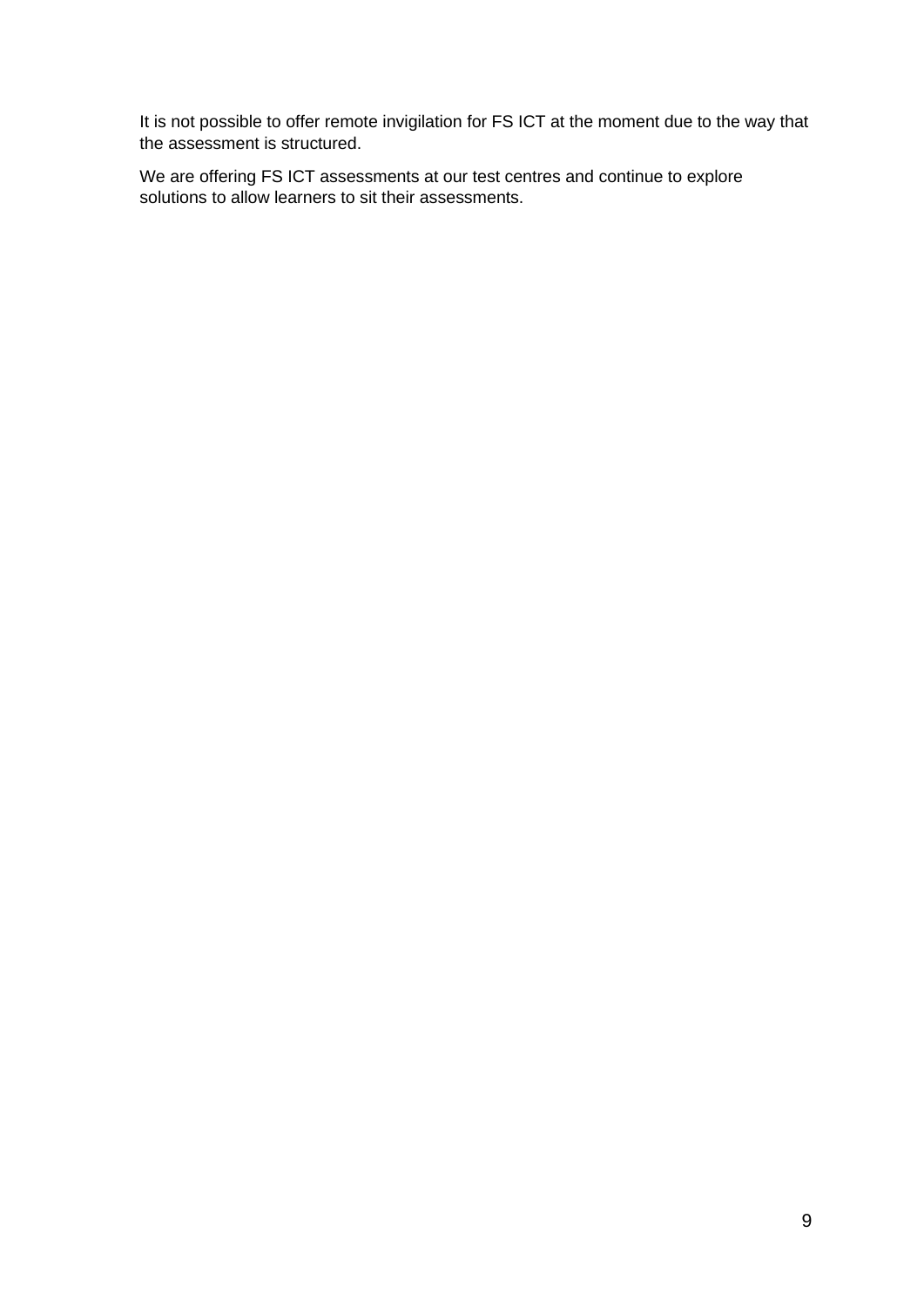It is not possible to offer remote invigilation for FS ICT at the moment due to the way that the assessment is structured.

We are offering FS ICT assessments at our test centres and continue to explore solutions to allow learners to sit their assessments.